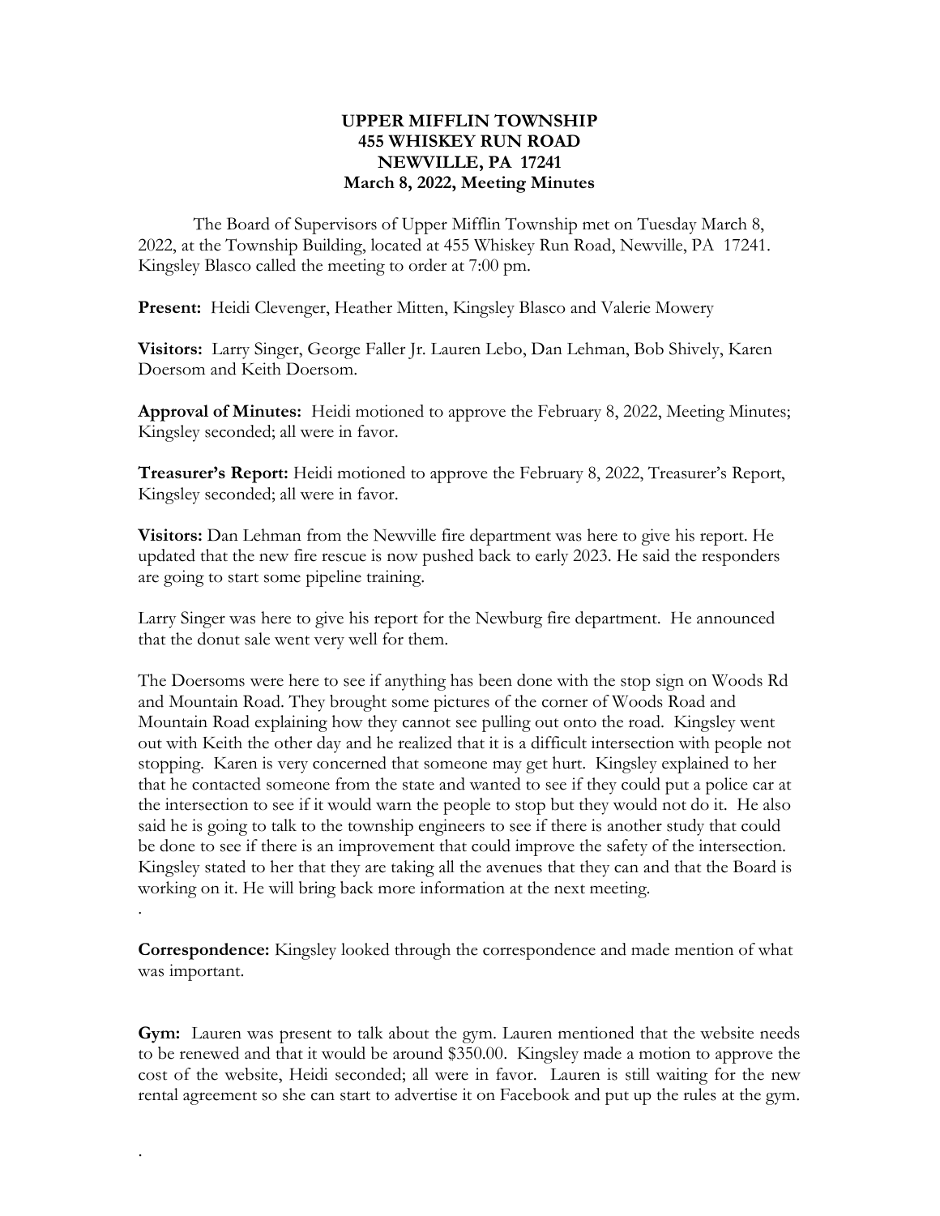# UPPER MIFFLIN TOWNSHIP
# 455 WHISKEY RUN ROAD
# NEWVILLE, PA 17241
## March 8, 2022, Meeting Minutes

The Board of Supervisors of Upper Mifflin Township met on Tuesday March 8, 2022, at the Township Building, located at 455 Whiskey Run Road, Newville, PA 17241. Kingsley Blasco called the meeting to order at 7:00 pm.

**Present:** Heidi Clevenger, Heather Mitten, Kingsley Blasco and Valerie Mowery

**Visitors:** Larry Singer, George Faller Jr. Lauren Lebo, Dan Lehman, Bob Shively, Karen Doersom and Keith Doersom.

**Approval of Minutes:** Heidi motioned to approve the February 8, 2022, Meeting Minutes; Kingsley seconded; all were in favor.

**Treasurer's Report:** Heidi motioned to approve the February 8, 2022, Treasurer's Report, Kingsley seconded; all were in favor.

**Visitors:** Dan Lehman from the Newville fire department was here to give his report. He updated that the new fire rescue is now pushed back to early 2023. He said the responders are going to start some pipeline training.

Larry Singer was here to give his report for the Newburg fire department. He announced that the donut sale went very well for them.

The Doersoms were here to see if anything has been done with the stop sign on Woods Rd and Mountain Road. They brought some pictures of the corner of Woods Road and Mountain Road explaining how they cannot see pulling out onto the road. Kingsley went out with Keith the other day and he realized that it is a difficult intersection with people not stopping. Karen is very concerned that someone may get hurt. Kingsley explained to her that he contacted someone from the state and wanted to see if they could put a police car at the intersection to see if it would warn the people to stop but they would not do it. He also said he is going to talk to the township engineers to see if there is another study that could be done to see if there is an improvement that could improve the safety of the intersection. Kingsley stated to her that they are taking all the avenues that they can and that the Board is working on it. He will bring back more information at the next meeting.

**Correspondence:** Kingsley looked through the correspondence and made mention of what was important.

**Gym:** Lauren was present to talk about the gym. Lauren mentioned that the website needs to be renewed and that it would be around $350.00. Kingsley made a motion to approve the cost of the website, Heidi seconded; all were in favor. Lauren is still waiting for the new rental agreement so she can start to advertise it on Facebook and put up the rules at the gym.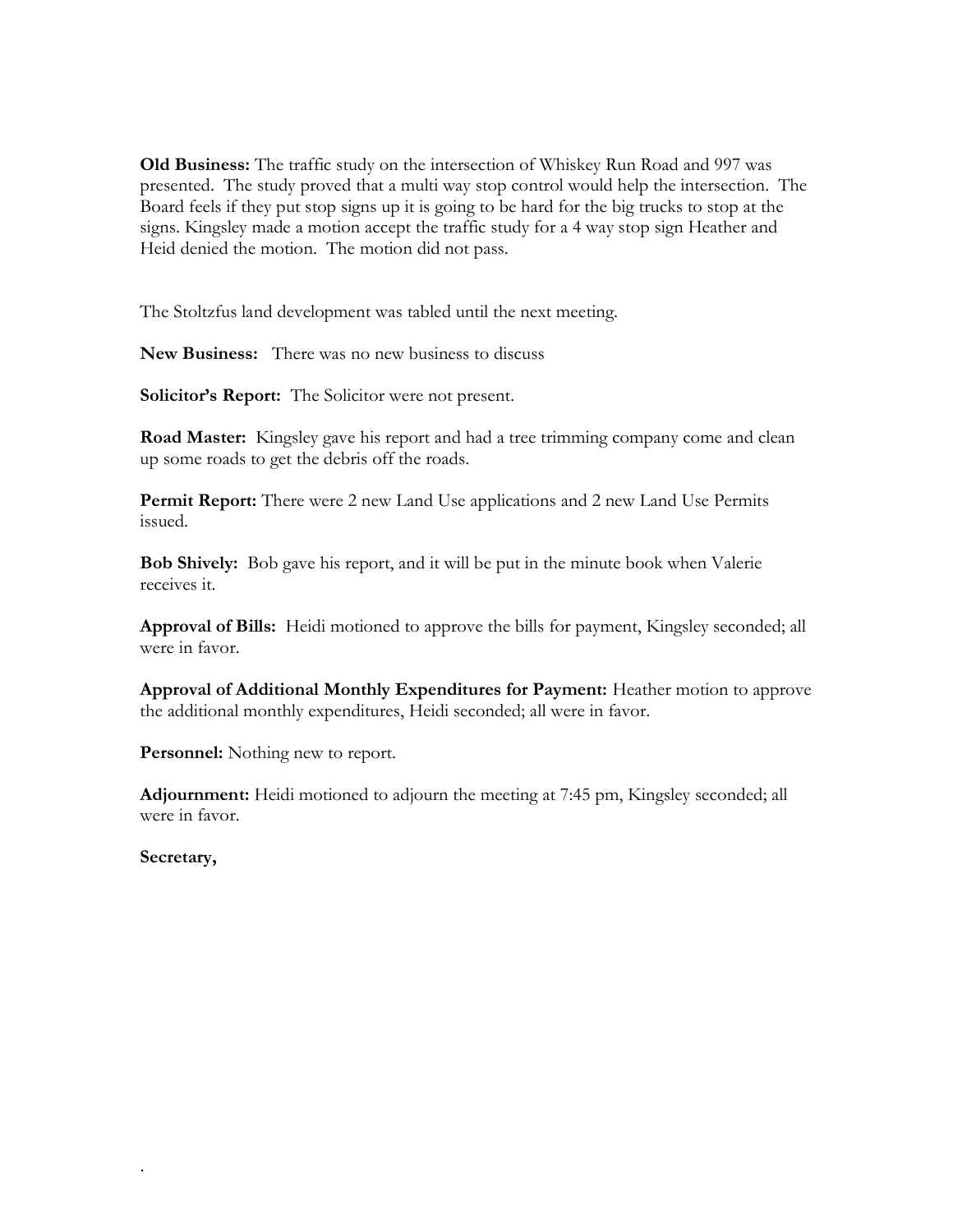**Old Business:** The traffic study on the intersection of Whiskey Run Road and 997 was presented. The study proved that a multi way stop control would help the intersection. The Board feels if they put stop signs up it is going to be hard for the big trucks to stop at the signs. Kingsley made a motion accept the traffic study for a 4 way stop sign Heather and Heid denied the motion. The motion did not pass.

The Stoltzfus land development was tabled until the next meeting.

**New Business:** There was no new business to discuss

**Solicitor's Report:** The Solicitor were not present.

**Road Master:** Kingsley gave his report and had a tree trimming company come and clean up some roads to get the debris off the roads.

**Permit Report:** There were 2 new Land Use applications and 2 new Land Use Permits issued.

**Bob Shively:** Bob gave his report, and it will be put in the minute book when Valerie receives it.

**Approval of Bills:** Heidi motioned to approve the bills for payment, Kingsley seconded; all were in favor.

**Approval of Additional Monthly Expenditures for Payment:** Heather motion to approve the additional monthly expenditures, Heidi seconded; all were in favor.

**Personnel:** Nothing new to report.

**Adjournment:** Heidi motioned to adjourn the meeting at 7:45 pm, Kingsley seconded; all were in favor.

**Secretary,**